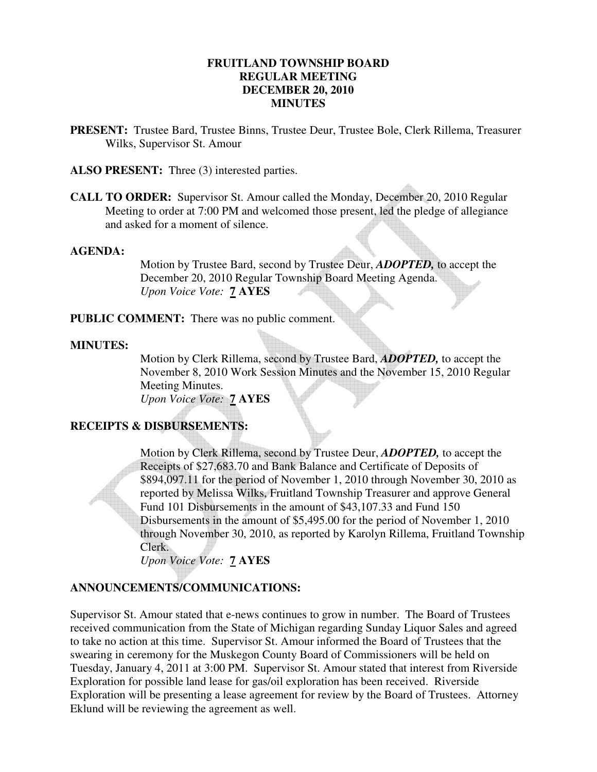# FRUITLAND TOWNSHIP BOARD
# REGULAR MEETING
# DECEMBER 20, 2010
# MINUTES

**PRESENT:** Trustee Bard, Trustee Binns, Trustee Deur, Trustee Bole, Clerk Rillema, Treasurer Wilks, Supervisor St. Amour

**ALSO PRESENT:** Three (3) interested parties.

**CALL TO ORDER:** Supervisor St. Amour called the Monday, December 20, 2010 Regular Meeting to order at 7:00 PM and welcomed those present, led the pledge of allegiance and asked for a moment of silence.

**AGENDA:**

Motion by Trustee Bard, second by Trustee Deur, ***ADOPTED,*** to accept the December 20, 2010 Regular Township Board Meeting Agenda.
*Upon Voice Vote:* **7 AYES**

**PUBLIC COMMENT:** There was no public comment.

**MINUTES:**

Motion by Clerk Rillema, second by Trustee Bard, ***ADOPTED,*** to accept the November 8, 2010 Work Session Minutes and the November 15, 2010 Regular Meeting Minutes.
*Upon Voice Vote:* **7 AYES**

**RECEIPTS & DISBURSEMENTS:**

Motion by Clerk Rillema, second by Trustee Deur, ***ADOPTED,*** to accept the Receipts of $27,683.70 and Bank Balance and Certificate of Deposits of $894,097.11 for the period of November 1, 2010 through November 30, 2010 as reported by Melissa Wilks, Fruitland Township Treasurer and approve General Fund 101 Disbursements in the amount of $43,107.33 and Fund 150 Disbursements in the amount of $5,495.00 for the period of November 1, 2010 through November 30, 2010, as reported by Karolyn Rillema, Fruitland Township Clerk.
*Upon Voice Vote:* **7 AYES**

**ANNOUNCEMENTS/COMMUNICATIONS:**

Supervisor St. Amour stated that e-news continues to grow in number. The Board of Trustees received communication from the State of Michigan regarding Sunday Liquor Sales and agreed to take no action at this time. Supervisor St. Amour informed the Board of Trustees that the swearing in ceremony for the Muskegon County Board of Commissioners will be held on Tuesday, January 4, 2011 at 3:00 PM. Supervisor St. Amour stated that interest from Riverside Exploration for possible land lease for gas/oil exploration has been received. Riverside Exploration will be presenting a lease agreement for review by the Board of Trustees. Attorney Eklund will be reviewing the agreement as well.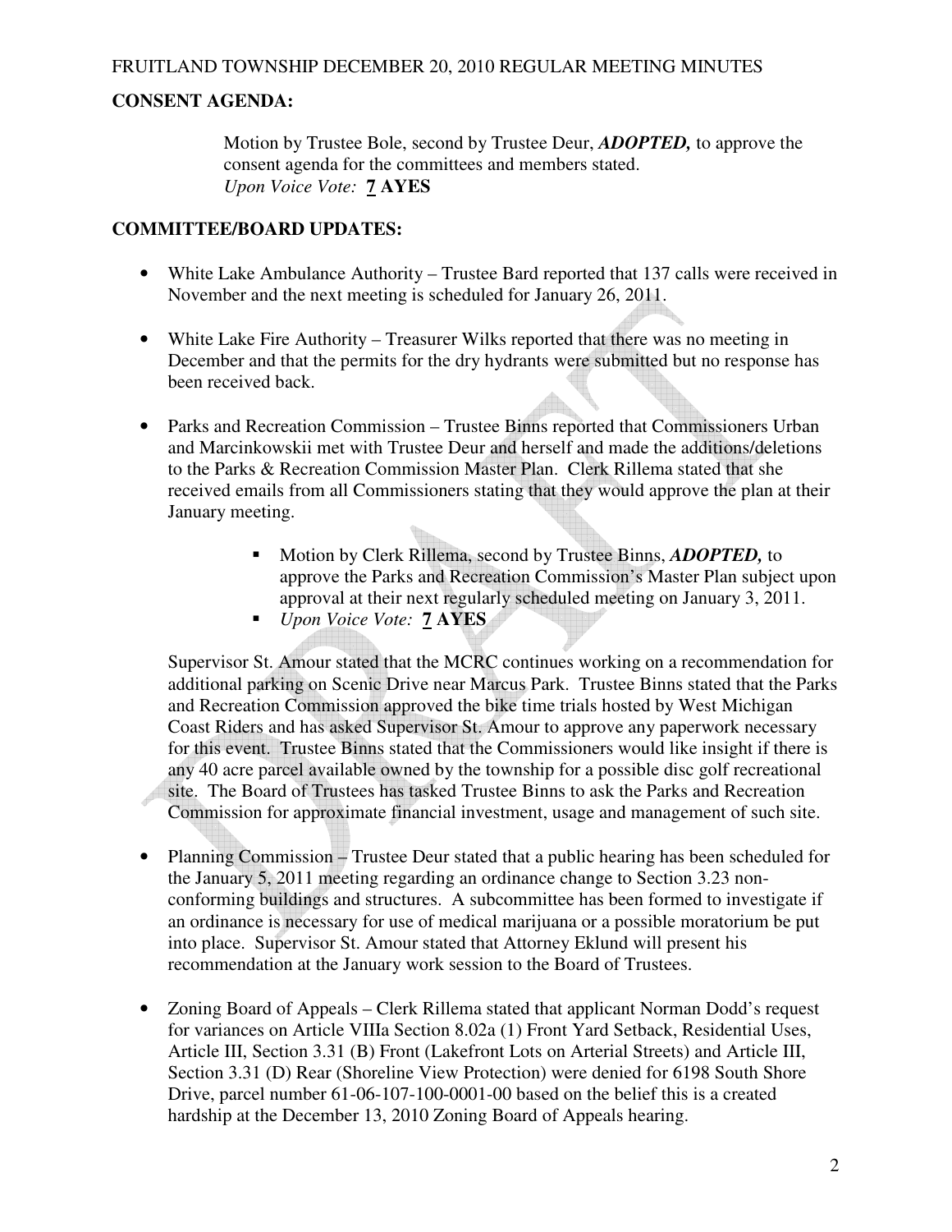**CONSENT AGENDA:**

Motion by Trustee Bole, second by Trustee Deur, ***ADOPTED,*** to approve the consent agenda for the committees and members stated.
*Upon Voice Vote:* **7 AYES**

**COMMITTEE/BOARD UPDATES:**

- White Lake Ambulance Authority – Trustee Bard reported that 137 calls were received in November and the next meeting is scheduled for January 26, 2011.

- White Lake Fire Authority – Treasurer Wilks reported that there was no meeting in December and that the permits for the dry hydrants were submitted but no response has been received back.

- Parks and Recreation Commission – Trustee Binns reported that Commissioners Urban and Marcinkowskii met with Trustee Deur and herself and made the additions/deletions to the Parks & Recreation Commission Master Plan. Clerk Rillema stated that she received emails from all Commissioners stating that they would approve the plan at their January meeting.

  - Motion by Clerk Rillema, second by Trustee Binns, ***ADOPTED,*** to approve the Parks and Recreation Commission's Master Plan subject upon approval at their next regularly scheduled meeting on January 3, 2011.
  - *Upon Voice Vote:* **7 AYES**

  Supervisor St. Amour stated that the MCRC continues working on a recommendation for additional parking on Scenic Drive near Marcus Park. Trustee Binns stated that the Parks and Recreation Commission approved the bike time trials hosted by West Michigan Coast Riders and has asked Supervisor St. Amour to approve any paperwork necessary for this event. Trustee Binns stated that the Commissioners would like insight if there is any 40 acre parcel available owned by the township for a possible disc golf recreational site. The Board of Trustees has tasked Trustee Binns to ask the Parks and Recreation Commission for approximate financial investment, usage and management of such site.

- Planning Commission – Trustee Deur stated that a public hearing has been scheduled for the January 5, 2011 meeting regarding an ordinance change to Section 3.23 non-conforming buildings and structures. A subcommittee has been formed to investigate if an ordinance is necessary for use of medical marijuana or a possible moratorium be put into place. Supervisor St. Amour stated that Attorney Eklund will present his recommendation at the January work session to the Board of Trustees.

- Zoning Board of Appeals – Clerk Rillema stated that applicant Norman Dodd's request for variances on Article VIIIa Section 8.02a (1) Front Yard Setback, Residential Uses, Article III, Section 3.31 (B) Front (Lakefront Lots on Arterial Streets) and Article III, Section 3.31 (D) Rear (Shoreline View Protection) were denied for 6198 South Shore Drive, parcel number 61-06-107-100-0001-00 based on the belief this is a created hardship at the December 13, 2010 Zoning Board of Appeals hearing.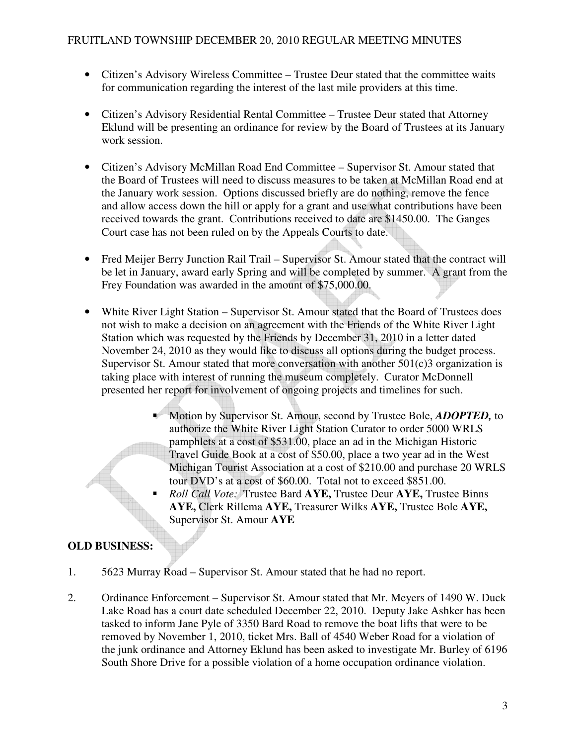- Citizen's Advisory Wireless Committee – Trustee Deur stated that the committee waits for communication regarding the interest of the last mile providers at this time.

- Citizen's Advisory Residential Rental Committee – Trustee Deur stated that Attorney Eklund will be presenting an ordinance for review by the Board of Trustees at its January work session.

- Citizen's Advisory McMillan Road End Committee – Supervisor St. Amour stated that the Board of Trustees will need to discuss measures to be taken at McMillan Road end at the January work session. Options discussed briefly are do nothing, remove the fence and allow access down the hill or apply for a grant and use what contributions have been received towards the grant. Contributions received to date are $1450.00. The Ganges Court case has not been ruled on by the Appeals Courts to date.

- Fred Meijer Berry Junction Rail Trail – Supervisor St. Amour stated that the contract will be let in January, award early Spring and will be completed by summer. A grant from the Frey Foundation was awarded in the amount of $75,000.00.

- White River Light Station – Supervisor St. Amour stated that the Board of Trustees does not wish to make a decision on an agreement with the Friends of the White River Light Station which was requested by the Friends by December 31, 2010 in a letter dated November 24, 2010 as they would like to discuss all options during the budget process. Supervisor St. Amour stated that more conversation with another 501(c)3 organization is taking place with interest of running the museum completely. Curator McDonnell presented her report for involvement of ongoing projects and timelines for such.

    - Motion by Supervisor St. Amour, second by Trustee Bole, ***ADOPTED,*** to authorize the White River Light Station Curator to order 5000 WRLS pamphlets at a cost of $531.00, place an ad in the Michigan Historic Travel Guide Book at a cost of $50.00, place a two year ad in the West Michigan Tourist Association at a cost of $210.00 and purchase 20 WRLS tour DVD's at a cost of $60.00. Total not to exceed $851.00.
    - *Roll Call Vote:* Trustee Bard **AYE,** Trustee Deur **AYE,** Trustee Binns **AYE,** Clerk Rillema **AYE,** Treasurer Wilks **AYE,** Trustee Bole **AYE,** Supervisor St. Amour **AYE**

## OLD BUSINESS:

1. 5623 Murray Road – Supervisor St. Amour stated that he had no report.

2. Ordinance Enforcement – Supervisor St. Amour stated that Mr. Meyers of 1490 W. Duck Lake Road has a court date scheduled December 22, 2010. Deputy Jake Ashker has been tasked to inform Jane Pyle of 3350 Bard Road to remove the boat lifts that were to be removed by November 1, 2010, ticket Mrs. Ball of 4540 Weber Road for a violation of the junk ordinance and Attorney Eklund has been asked to investigate Mr. Burley of 6196 South Shore Drive for a possible violation of a home occupation ordinance violation.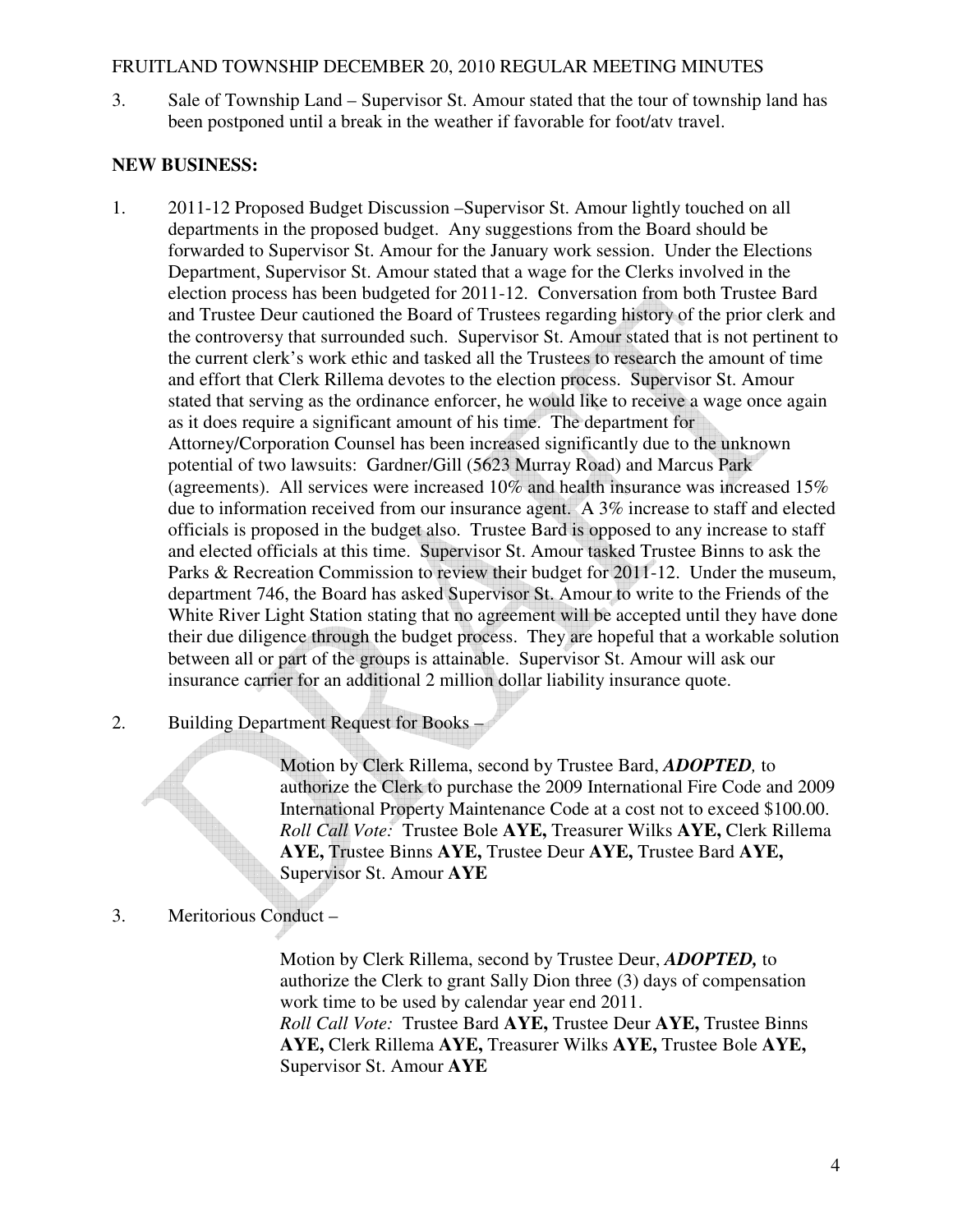3. Sale of Township Land – Supervisor St. Amour stated that the tour of township land has been postponed until a break in the weather if favorable for foot/atv travel.

**NEW BUSINESS:**

1. 2011-12 Proposed Budget Discussion –Supervisor St. Amour lightly touched on all departments in the proposed budget. Any suggestions from the Board should be forwarded to Supervisor St. Amour for the January work session. Under the Elections Department, Supervisor St. Amour stated that a wage for the Clerks involved in the election process has been budgeted for 2011-12. Conversation from both Trustee Bard and Trustee Deur cautioned the Board of Trustees regarding history of the prior clerk and the controversy that surrounded such. Supervisor St. Amour stated that is not pertinent to the current clerk's work ethic and tasked all the Trustees to research the amount of time and effort that Clerk Rillema devotes to the election process. Supervisor St. Amour stated that serving as the ordinance enforcer, he would like to receive a wage once again as it does require a significant amount of his time. The department for Attorney/Corporation Counsel has been increased significantly due to the unknown potential of two lawsuits: Gardner/Gill (5623 Murray Road) and Marcus Park (agreements). All services were increased 10% and health insurance was increased 15% due to information received from our insurance agent. A 3% increase to staff and elected officials is proposed in the budget also. Trustee Bard is opposed to any increase to staff and elected officials at this time. Supervisor St. Amour tasked Trustee Binns to ask the Parks & Recreation Commission to review their budget for 2011-12. Under the museum, department 746, the Board has asked Supervisor St. Amour to write to the Friends of the White River Light Station stating that no agreement will be accepted until they have done their due diligence through the budget process. They are hopeful that a workable solution between all or part of the groups is attainable. Supervisor St. Amour will ask our insurance carrier for an additional 2 million dollar liability insurance quote.

2. Building Department Request for Books –

   Motion by Clerk Rillema, second by Trustee Bard, ***ADOPTED,*** to authorize the Clerk to purchase the 2009 International Fire Code and 2009 International Property Maintenance Code at a cost not to exceed $100.00.
   *Roll Call Vote:* Trustee Bole **AYE,** Treasurer Wilks **AYE,** Clerk Rillema **AYE,** Trustee Binns **AYE,** Trustee Deur **AYE,** Trustee Bard **AYE,** Supervisor St. Amour **AYE**

3. Meritorious Conduct –

   Motion by Clerk Rillema, second by Trustee Deur, ***ADOPTED,*** to authorize the Clerk to grant Sally Dion three (3) days of compensation work time to be used by calendar year end 2011.
   *Roll Call Vote:* Trustee Bard **AYE,** Trustee Deur **AYE,** Trustee Binns **AYE,** Clerk Rillema **AYE,** Treasurer Wilks **AYE,** Trustee Bole **AYE,** Supervisor St. Amour **AYE**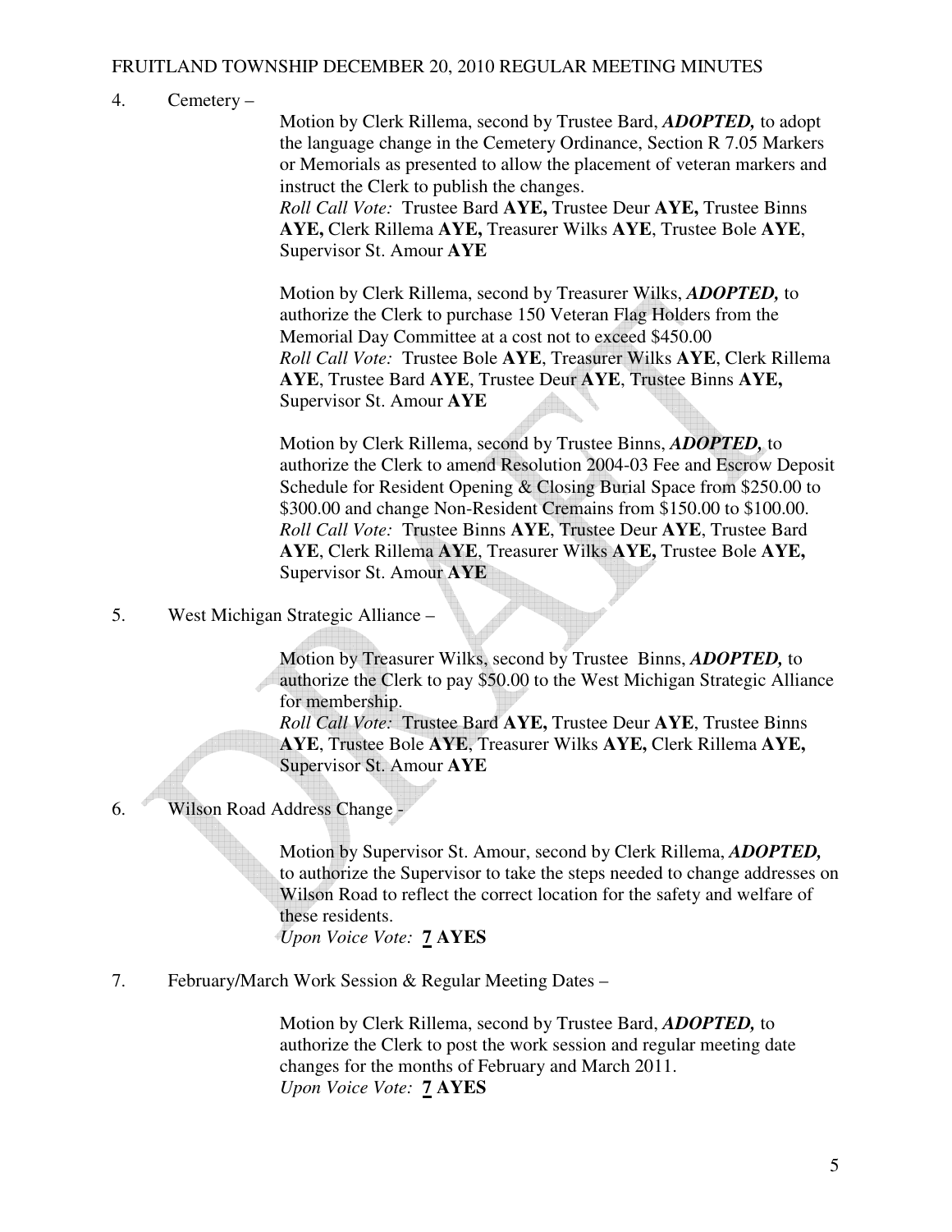4. Cemetery –

Motion by Clerk Rillema, second by Trustee Bard, ***ADOPTED,*** to adopt the language change in the Cemetery Ordinance, Section R 7.05 Markers or Memorials as presented to allow the placement of veteran markers and instruct the Clerk to publish the changes.
*Roll Call Vote:* Trustee Bard **AYE,** Trustee Deur **AYE,** Trustee Binns **AYE,** Clerk Rillema **AYE,** Treasurer Wilks **AYE**, Trustee Bole **AYE**, Supervisor St. Amour **AYE**

Motion by Clerk Rillema, second by Treasurer Wilks, ***ADOPTED,*** to authorize the Clerk to purchase 150 Veteran Flag Holders from the Memorial Day Committee at a cost not to exceed $450.00
*Roll Call Vote:* Trustee Bole **AYE**, Treasurer Wilks **AYE**, Clerk Rillema **AYE**, Trustee Bard **AYE**, Trustee Deur **AYE**, Trustee Binns **AYE,** Supervisor St. Amour **AYE**

Motion by Clerk Rillema, second by Trustee Binns, ***ADOPTED,*** to authorize the Clerk to amend Resolution 2004-03 Fee and Escrow Deposit Schedule for Resident Opening & Closing Burial Space from $250.00 to $300.00 and change Non-Resident Cremains from $150.00 to $100.00.
*Roll Call Vote:* Trustee Binns **AYE**, Trustee Deur **AYE**, Trustee Bard **AYE**, Clerk Rillema **AYE**, Treasurer Wilks **AYE,** Trustee Bole **AYE,** Supervisor St. Amour **AYE**

5. West Michigan Strategic Alliance –

Motion by Treasurer Wilks, second by Trustee Binns, ***ADOPTED,*** to authorize the Clerk to pay $50.00 to the West Michigan Strategic Alliance for membership.
*Roll Call Vote:* Trustee Bard **AYE,** Trustee Deur **AYE**, Trustee Binns **AYE**, Trustee Bole **AYE**, Treasurer Wilks **AYE,** Clerk Rillema **AYE,** Supervisor St. Amour **AYE**

6. Wilson Road Address Change -

Motion by Supervisor St. Amour, second by Clerk Rillema, ***ADOPTED,*** to authorize the Supervisor to take the steps needed to change addresses on Wilson Road to reflect the correct location for the safety and welfare of these residents.
*Upon Voice Vote:* **7 AYES**

7. February/March Work Session & Regular Meeting Dates –

Motion by Clerk Rillema, second by Trustee Bard, ***ADOPTED,*** to authorize the Clerk to post the work session and regular meeting date changes for the months of February and March 2011.
*Upon Voice Vote:* **7 AYES**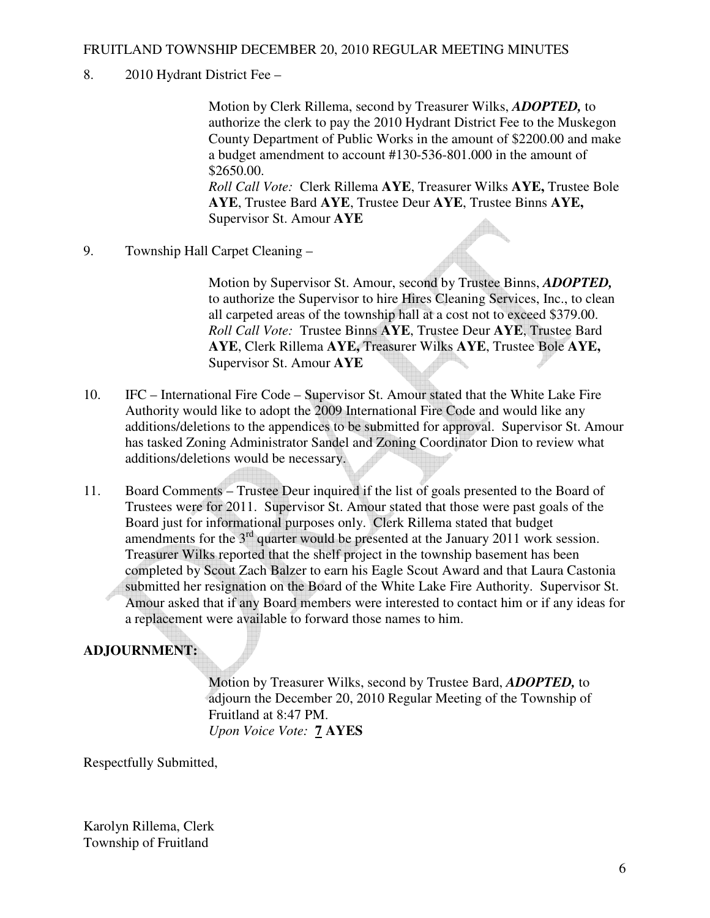8. 2010 Hydrant District Fee –

   Motion by Clerk Rillema, second by Treasurer Wilks, ***ADOPTED,*** to authorize the clerk to pay the 2010 Hydrant District Fee to the Muskegon County Department of Public Works in the amount of $2200.00 and make a budget amendment to account #130-536-801.000 in the amount of $2650.00.
   *Roll Call Vote:* Clerk Rillema **AYE**, Treasurer Wilks **AYE,** Trustee Bole **AYE**, Trustee Bard **AYE**, Trustee Deur **AYE**, Trustee Binns **AYE,** Supervisor St. Amour **AYE**

9. Township Hall Carpet Cleaning –

   Motion by Supervisor St. Amour, second by Trustee Binns, ***ADOPTED,*** to authorize the Supervisor to hire Hires Cleaning Services, Inc., to clean all carpeted areas of the township hall at a cost not to exceed $379.00.
   *Roll Call Vote:* Trustee Binns **AYE**, Trustee Deur **AYE**, Trustee Bard **AYE**, Clerk Rillema **AYE,** Treasurer Wilks **AYE**, Trustee Bole **AYE,** Supervisor St. Amour **AYE**

10. IFC – International Fire Code – Supervisor St. Amour stated that the White Lake Fire Authority would like to adopt the 2009 International Fire Code and would like any additions/deletions to the appendices to be submitted for approval. Supervisor St. Amour has tasked Zoning Administrator Sandel and Zoning Coordinator Dion to review what additions/deletions would be necessary.

11. Board Comments – Trustee Deur inquired if the list of goals presented to the Board of Trustees were for 2011. Supervisor St. Amour stated that those were past goals of the Board just for informational purposes only. Clerk Rillema stated that budget amendments for the 3rd quarter would be presented at the January 2011 work session. Treasurer Wilks reported that the shelf project in the township basement has been completed by Scout Zach Balzer to earn his Eagle Scout Award and that Laura Castonia submitted her resignation on the Board of the White Lake Fire Authority. Supervisor St. Amour asked that if any Board members were interested to contact him or if any ideas for a replacement were available to forward those names to him.

**ADJOURNMENT:**

Motion by Treasurer Wilks, second by Trustee Bard, ***ADOPTED,*** to adjourn the December 20, 2010 Regular Meeting of the Township of Fruitland at 8:47 PM.
*Upon Voice Vote:* **7 AYES**

Respectfully Submitted,

Karolyn Rillema, Clerk
Township of Fruitland